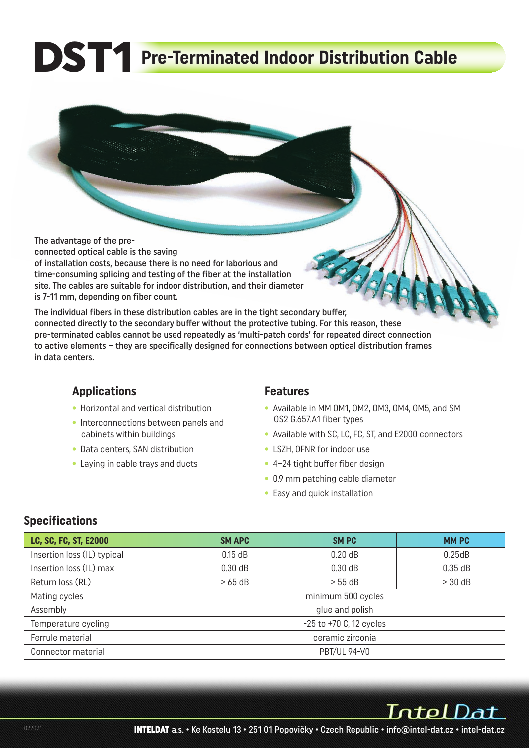# DST1 Pre-Terminated Indoor Distribution Cable

The advantage of the pre-connected optical cable is the saving of installation costs, because there is no need for laborious and time-consuming splicing and testing of the fiber at the installation site. The cables are suitable for indoor distribution, and their diameter is 7-11 mm, depending on fiber count.

The individual fibers in these distribution cables are in the tight secondary buffer, connected directly to the secondary buffer without the protective tubing. For this reason, these pre-terminated cables cannot be used repeatedly as 'multi-patch cords' for repeated direct connection to active elements – they are specifically designed for connections between optical distribution frames in data centers.

## Applications

- Horizontal and vertical distribution
- Interconnections between panels and cabinets within buildings
- Data centers, SAN distribution
- Laying in cable trays and ducts

## Features

- Available in MM OM1, OM2, OM3, OM4, OM5, and SM OS2 G.657.A1 fiber types
- Available with SC, LC, FC, ST, and E2000 connectors
- LSZH, OFNR for indoor use
- 4–24 tight buffer fiber design
- 0.9 mm patching cable diameter
- Easy and quick installation

## Specifications

| LC, SC, FC, ST, E2000 | SM APC | SM PC | MM PC |
|---|---|---|---|
| Insertion loss (IL) typical | 0.15 dB | 0.20 dB | 0.25dB |
| Insertion loss (IL) max | 0.30 dB | 0.30 dB | 0.35 dB |
| Return loss (RL) | > 65 dB | > 55 dB | > 30 dB |
| Mating cycles | minimum 500 cycles | | |
| Assembly | glue and polish | | |
| Temperature cycling | -25 to +70 C, 12 cycles | | |
| Ferrule material | ceramic zirconia | | |
| Connector material | PBT/UL 94-V0 | | |

022021

**INTELDAT** a.s. • Ke Kostelu 13 • 251 01 Popovičky • Czech Republic • info@intel-dat.cz • intel-dat.cz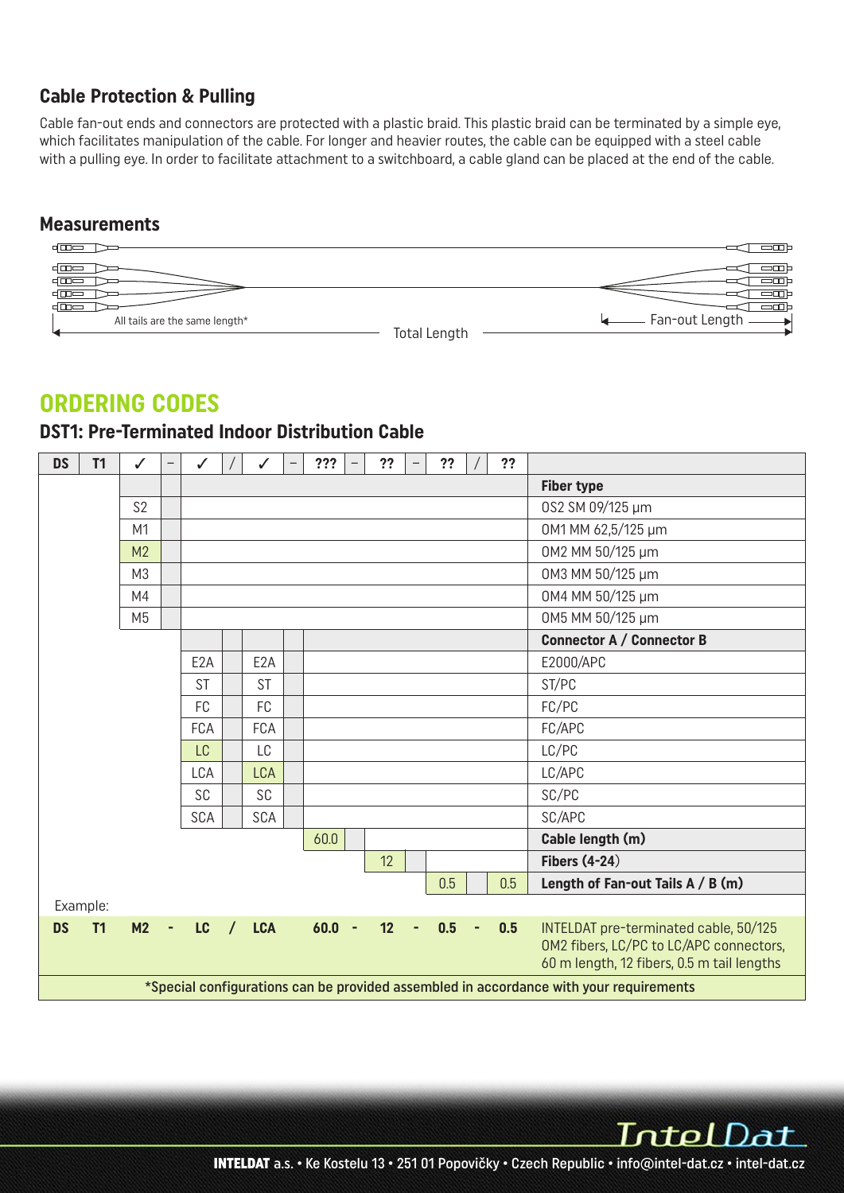## Cable Protection & Pulling

Cable fan-out ends and connectors are protected with a plastic braid. This plastic braid can be terminated by a simple eye, which facilitates manipulation of the cable. For longer and heavier routes, the cable can be equipped with a steel cable with a pulling eye. In order to facilitate attachment to a switchboard, a cable gland can be placed at the end of the cable.

## Measurements

All tails are the same length*

Total Length

Fan-out Length

# ORDERING CODES

## DST1: Pre-Terminated Indoor Distribution Cable

| DS | T1 | ✓ | – | ✓ | / | ✓ | – | ??? | – | ?? | – | ?? | / | ?? | |
|---|---|---|---|---|---|---|---|---|---|---|---|---|---|---|---|
| | | | | | | | | | | | | | | | **Fiber type** |
| | | S2 | | | | | | | | | | | | | OS2 SM 09/125 µm |
| | | M1 | | | | | | | | | | | | | OM1 MM 62,5/125 µm |
| | | M2 | | | | | | | | | | | | | OM2 MM 50/125 µm |
| | | M3 | | | | | | | | | | | | | OM3 MM 50/125 µm |
| | | M4 | | | | | | | | | | | | | OM4 MM 50/125 µm |
| | | M5 | | | | | | | | | | | | | OM5 MM 50/125 µm |
| | | | | | | | | | | | | | | | **Connector A / Connector B** |
| | | | | E2A | | E2A | | | | | | | | | E2000/APC |
| | | | | ST | | ST | | | | | | | | | ST/PC |
| | | | | FC | | FC | | | | | | | | | FC/PC |
| | | | | FCA | | FCA | | | | | | | | | FC/APC |
| | | | | LC | | LC | | | | | | | | | LC/PC |
| | | | | LCA | | LCA | | | | | | | | | LC/APC |
| | | | | SC | | SC | | | | | | | | | SC/PC |
| | | | | SCA | | SCA | | | | | | | | | SC/APC |
| | | | | | | | | 60.0 | | | | | | | **Cable length (m)** |
| | | | | | | | | | | 12 | | | | | **Fibers (4-24)** |
| | | | | | | | | | | | | 0.5 | | 0.5 | **Length of Fan-out Tails A / B (m)** |
| Example: | | | | | | | | | | | | | | | |
| **DS** | **T1** | **M2** | **-** | **LC** | **/** | **LCA** | | **60.0** | **-** | **12** | **-** | **0.5** | **-** | **0.5** | INTELDAT pre-terminated cable, 50/125 OM2 fibers, LC/PC to LC/APC connectors, 60 m length, 12 fibers, 0.5 m tail lengths |

*Special configurations can be provided assembled in accordance with your requirements

**INTELDAT** a.s. • Ke Kostelu 13 • 251 01 Popovičky • Czech Republic • info@intel-dat.cz • intel-dat.cz